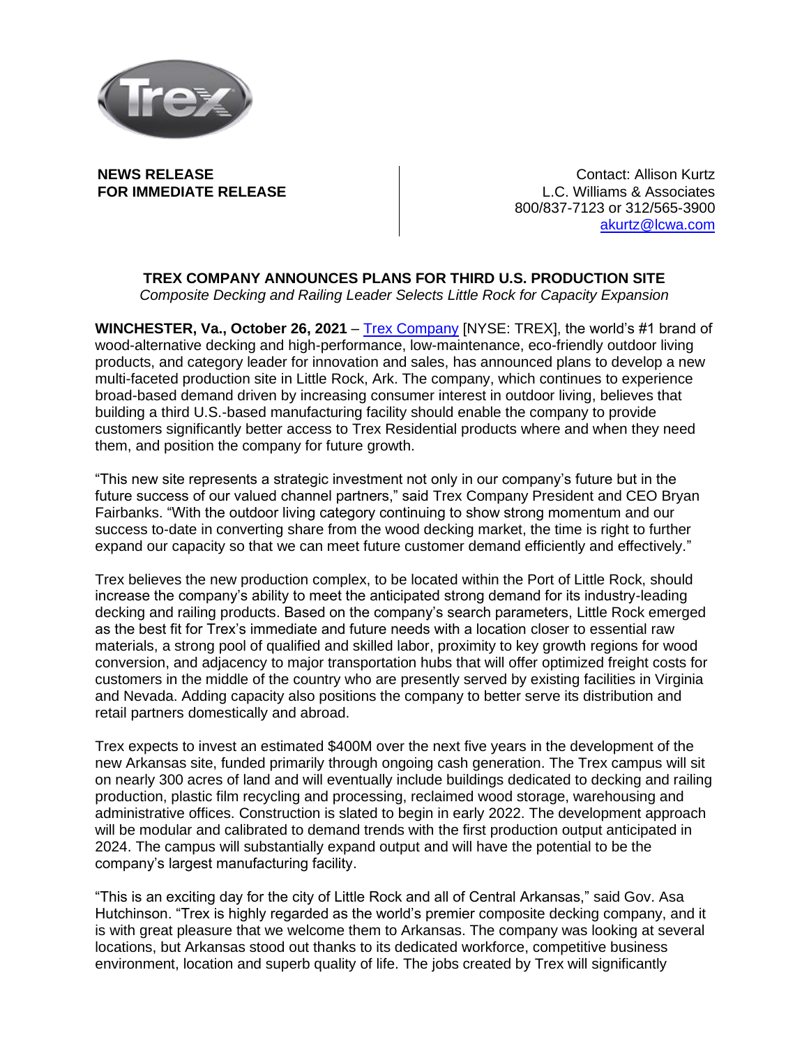**NEWS RELEASE**
**FOR IMMEDIATE RELEASE**

Contact: Allison Kurtz
L.C. Williams & Associates
800/837-7123 or 312/565-3900
akurtz@lcwa.com

# TREX COMPANY ANNOUNCES PLANS FOR THIRD U.S. PRODUCTION SITE

*Composite Decking and Railing Leader Selects Little Rock for Capacity Expansion*

**WINCHESTER, Va., October 26, 2021** – Trex Company [NYSE: TREX], the world's #1 brand of wood-alternative decking and high-performance, low-maintenance, eco-friendly outdoor living products, and category leader for innovation and sales, has announced plans to develop a new multi-faceted production site in Little Rock, Ark. The company, which continues to experience broad-based demand driven by increasing consumer interest in outdoor living, believes that building a third U.S.-based manufacturing facility should enable the company to provide customers significantly better access to Trex Residential products where and when they need them, and position the company for future growth.

"This new site represents a strategic investment not only in our company's future but in the future success of our valued channel partners," said Trex Company President and CEO Bryan Fairbanks. "With the outdoor living category continuing to show strong momentum and our success to-date in converting share from the wood decking market, the time is right to further expand our capacity so that we can meet future customer demand efficiently and effectively."

Trex believes the new production complex, to be located within the Port of Little Rock, should increase the company's ability to meet the anticipated strong demand for its industry-leading decking and railing products. Based on the company's search parameters, Little Rock emerged as the best fit for Trex's immediate and future needs with a location closer to essential raw materials, a strong pool of qualified and skilled labor, proximity to key growth regions for wood conversion, and adjacency to major transportation hubs that will offer optimized freight costs for customers in the middle of the country who are presently served by existing facilities in Virginia and Nevada. Adding capacity also positions the company to better serve its distribution and retail partners domestically and abroad.

Trex expects to invest an estimated $400M over the next five years in the development of the new Arkansas site, funded primarily through ongoing cash generation. The Trex campus will sit on nearly 300 acres of land and will eventually include buildings dedicated to decking and railing production, plastic film recycling and processing, reclaimed wood storage, warehousing and administrative offices. Construction is slated to begin in early 2022. The development approach will be modular and calibrated to demand trends with the first production output anticipated in 2024. The campus will substantially expand output and will have the potential to be the company's largest manufacturing facility.

"This is an exciting day for the city of Little Rock and all of Central Arkansas," said Gov. Asa Hutchinson. "Trex is highly regarded as the world's premier composite decking company, and it is with great pleasure that we welcome them to Arkansas. The company was looking at several locations, but Arkansas stood out thanks to its dedicated workforce, competitive business environment, location and superb quality of life. The jobs created by Trex will significantly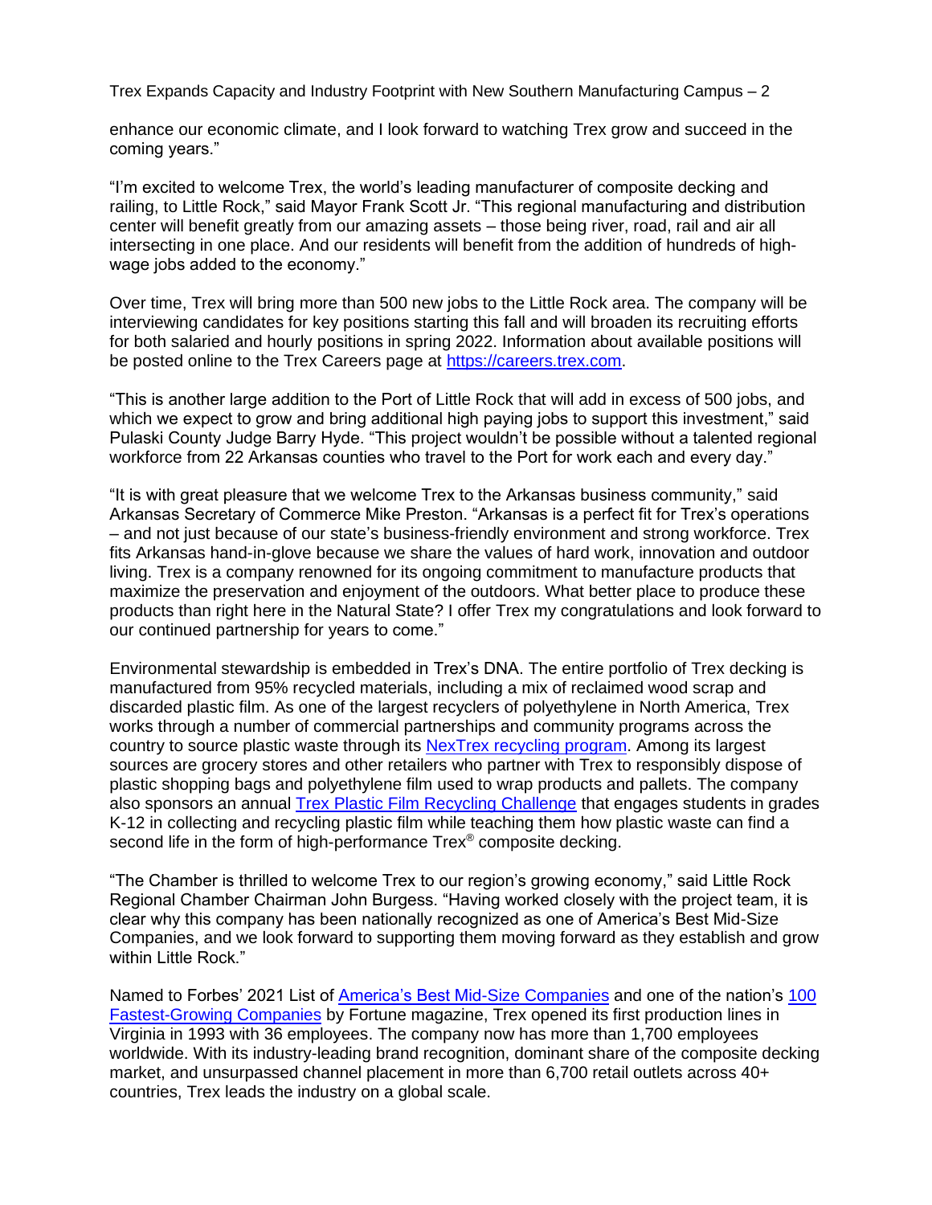enhance our economic climate, and I look forward to watching Trex grow and succeed in the coming years."

"I'm excited to welcome Trex, the world's leading manufacturer of composite decking and railing, to Little Rock," said Mayor Frank Scott Jr. "This regional manufacturing and distribution center will benefit greatly from our amazing assets – those being river, road, rail and air all intersecting in one place. And our residents will benefit from the addition of hundreds of high-wage jobs added to the economy."

Over time, Trex will bring more than 500 new jobs to the Little Rock area. The company will be interviewing candidates for key positions starting this fall and will broaden its recruiting efforts for both salaried and hourly positions in spring 2022. Information about available positions will be posted online to the Trex Careers page at [https://careers.trex.com](https://careers.trex.com).

"This is another large addition to the Port of Little Rock that will add in excess of 500 jobs, and which we expect to grow and bring additional high paying jobs to support this investment," said Pulaski County Judge Barry Hyde. "This project wouldn't be possible without a talented regional workforce from 22 Arkansas counties who travel to the Port for work each and every day."

"It is with great pleasure that we welcome Trex to the Arkansas business community," said Arkansas Secretary of Commerce Mike Preston. "Arkansas is a perfect fit for Trex's operations – and not just because of our state's business-friendly environment and strong workforce. Trex fits Arkansas hand-in-glove because we share the values of hard work, innovation and outdoor living. Trex is a company renowned for its ongoing commitment to manufacture products that maximize the preservation and enjoyment of the outdoors. What better place to produce these products than right here in the Natural State? I offer Trex my congratulations and look forward to our continued partnership for years to come."

Environmental stewardship is embedded in Trex's DNA. The entire portfolio of Trex decking is manufactured from 95% recycled materials, including a mix of reclaimed wood scrap and discarded plastic film. As one of the largest recyclers of polyethylene in North America, Trex works through a number of commercial partnerships and community programs across the country to source plastic waste through its NexTrex recycling program. Among its largest sources are grocery stores and other retailers who partner with Trex to responsibly dispose of plastic shopping bags and polyethylene film used to wrap products and pallets. The company also sponsors an annual Trex Plastic Film Recycling Challenge that engages students in grades K-12 in collecting and recycling plastic film while teaching them how plastic waste can find a second life in the form of high-performance Trex® composite decking.

"The Chamber is thrilled to welcome Trex to our region's growing economy," said Little Rock Regional Chamber Chairman John Burgess. "Having worked closely with the project team, it is clear why this company has been nationally recognized as one of America's Best Mid-Size Companies, and we look forward to supporting them moving forward as they establish and grow within Little Rock."

Named to Forbes' 2021 List of America's Best Mid-Size Companies and one of the nation's 100 Fastest-Growing Companies by Fortune magazine, Trex opened its first production lines in Virginia in 1993 with 36 employees. The company now has more than 1,700 employees worldwide. With its industry-leading brand recognition, dominant share of the composite decking market, and unsurpassed channel placement in more than 6,700 retail outlets across 40+ countries, Trex leads the industry on a global scale.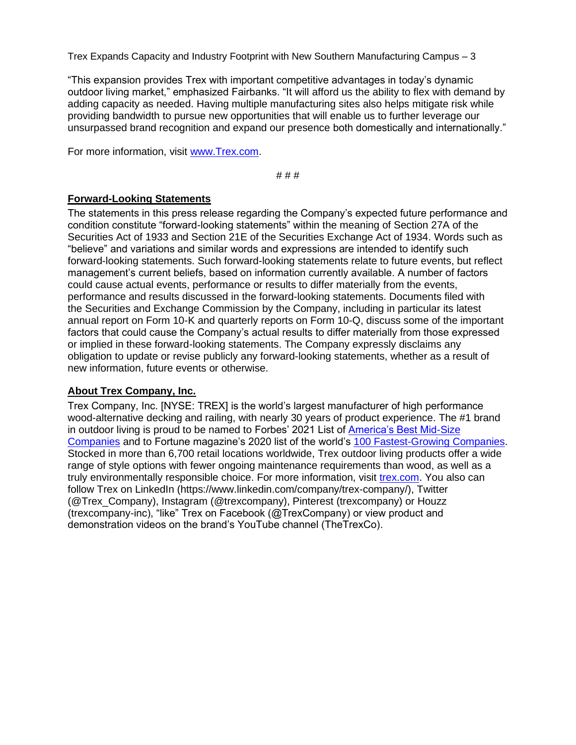"This expansion provides Trex with important competitive advantages in today's dynamic outdoor living market," emphasized Fairbanks. "It will afford us the ability to flex with demand by adding capacity as needed. Having multiple manufacturing sites also helps mitigate risk while providing bandwidth to pursue new opportunities that will enable us to further leverage our unsurpassed brand recognition and expand our presence both domestically and internationally."

For more information, visit [www.Trex.com](http://www.Trex.com).

# # #

## Forward-Looking Statements

The statements in this press release regarding the Company's expected future performance and condition constitute "forward-looking statements" within the meaning of Section 27A of the Securities Act of 1933 and Section 21E of the Securities Exchange Act of 1934. Words such as "believe" and variations and similar words and expressions are intended to identify such forward-looking statements. Such forward-looking statements relate to future events, but reflect management's current beliefs, based on information currently available. A number of factors could cause actual events, performance or results to differ materially from the events, performance and results discussed in the forward-looking statements. Documents filed with the Securities and Exchange Commission by the Company, including in particular its latest annual report on Form 10-K and quarterly reports on Form 10-Q, discuss some of the important factors that could cause the Company's actual results to differ materially from those expressed or implied in these forward-looking statements. The Company expressly disclaims any obligation to update or revise publicly any forward-looking statements, whether as a result of new information, future events or otherwise.

## About Trex Company, Inc.

Trex Company, Inc. [NYSE: TREX] is the world's largest manufacturer of high performance wood-alternative decking and railing, with nearly 30 years of product experience. The #1 brand in outdoor living is proud to be named to Forbes' 2021 List of America's Best Mid-Size Companies and to Fortune magazine's 2020 list of the world's 100 Fastest-Growing Companies. Stocked in more than 6,700 retail locations worldwide, Trex outdoor living products offer a wide range of style options with fewer ongoing maintenance requirements than wood, as well as a truly environmentally responsible choice. For more information, visit [trex.com](http://trex.com). You also can follow Trex on LinkedIn (https://www.linkedin.com/company/trex-company/), Twitter (@Trex_Company), Instagram (@trexcompany), Pinterest (trexcompany) or Houzz (trexcompany-inc), "like" Trex on Facebook (@TrexCompany) or view product and demonstration videos on the brand's YouTube channel (TheTrexCo).